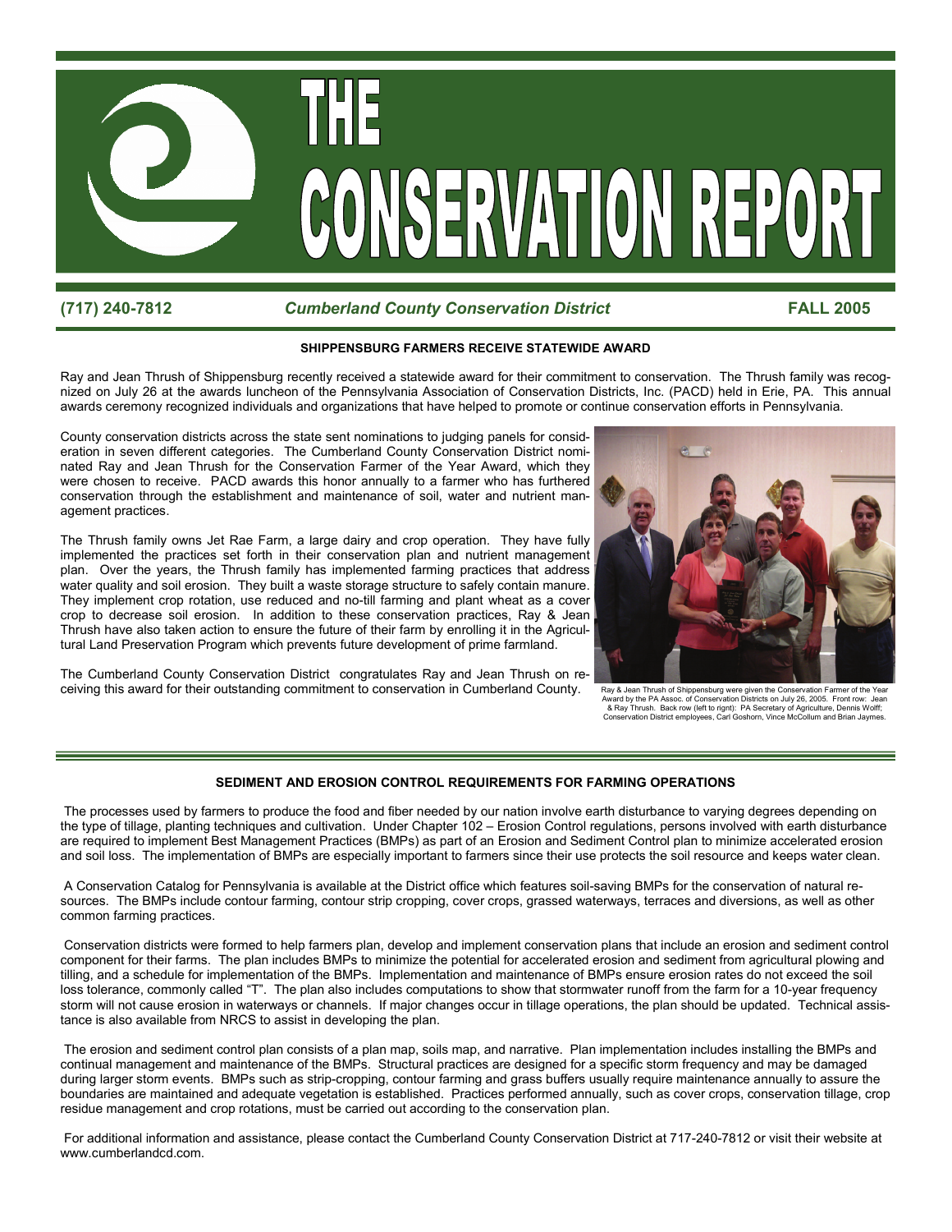# THE CONSERVATION REPORT

(717) 240-7812 — *Cumberland County Conservation District* — FALL 2005

## SHIPPENSBURG FARMERS RECEIVE STATEWIDE AWARD

Ray and Jean Thrush of Shippensburg recently received a statewide award for their commitment to conservation. The Thrush family was recognized on July 26 at the awards luncheon of the Pennsylvania Association of Conservation Districts, Inc. (PACD) held in Erie, PA. This annual awards ceremony recognized individuals and organizations that have helped to promote or continue conservation efforts in Pennsylvania.

County conservation districts across the state sent nominations to judging panels for consideration in seven different categories. The Cumberland County Conservation District nominated Ray and Jean Thrush for the Conservation Farmer of the Year Award, which they were chosen to receive. PACD awards this honor annually to a farmer who has furthered conservation through the establishment and maintenance of soil, water and nutrient management practices.

The Thrush family owns Jet Rae Farm, a large dairy and crop operation. They have fully implemented the practices set forth in their conservation plan and nutrient management plan. Over the years, the Thrush family has implemented farming practices that address water quality and soil erosion. They built a waste storage structure to safely contain manure. They implement crop rotation, use reduced and no-till farming and plant wheat as a cover crop to decrease soil erosion. In addition to these conservation practices, Ray & Jean Thrush have also taken action to ensure the future of their farm by enrolling it in the Agricultural Land Preservation Program which prevents future development of prime farmland.

The Cumberland County Conservation District congratulates Ray and Jean Thrush on receiving this award for their outstanding commitment to conservation in Cumberland County.

Ray & Jean Thrush of Shippensburg were given the Conservation Farmer of the Year Award by the PA Assoc. of Conservation Districts on July 26, 2005. Front row: Jean & Ray Thrush. Back row (left to rignt): PA Secretary of Agriculture, Dennis Wolff; Conservation District employees, Carl Goshorn, Vince McCollum and Brian Jaymes.

## SEDIMENT AND EROSION CONTROL REQUIREMENTS FOR FARMING OPERATIONS

The processes used by farmers to produce the food and fiber needed by our nation involve earth disturbance to varying degrees depending on the type of tillage, planting techniques and cultivation. Under Chapter 102 – Erosion Control regulations, persons involved with earth disturbance are required to implement Best Management Practices (BMPs) as part of an Erosion and Sediment Control plan to minimize accelerated erosion and soil loss. The implementation of BMPs are especially important to farmers since their use protects the soil resource and keeps water clean.

A Conservation Catalog for Pennsylvania is available at the District office which features soil-saving BMPs for the conservation of natural resources. The BMPs include contour farming, contour strip cropping, cover crops, grassed waterways, terraces and diversions, as well as other common farming practices.

Conservation districts were formed to help farmers plan, develop and implement conservation plans that include an erosion and sediment control component for their farms. The plan includes BMPs to minimize the potential for accelerated erosion and sediment from agricultural plowing and tilling, and a schedule for implementation of the BMPs. Implementation and maintenance of BMPs ensure erosion rates do not exceed the soil loss tolerance, commonly called "T". The plan also includes computations to show that stormwater runoff from the farm for a 10-year frequency storm will not cause erosion in waterways or channels. If major changes occur in tillage operations, the plan should be updated. Technical assistance is also available from NRCS to assist in developing the plan.

The erosion and sediment control plan consists of a plan map, soils map, and narrative. Plan implementation includes installing the BMPs and continual management and maintenance of the BMPs. Structural practices are designed for a specific storm frequency and may be damaged during larger storm events. BMPs such as strip-cropping, contour farming and grass buffers usually require maintenance annually to assure the boundaries are maintained and adequate vegetation is established. Practices performed annually, such as cover crops, conservation tillage, crop residue management and crop rotations, must be carried out according to the conservation plan.

For additional information and assistance, please contact the Cumberland County Conservation District at 717-240-7812 or visit their website at www.cumberlandcd.com.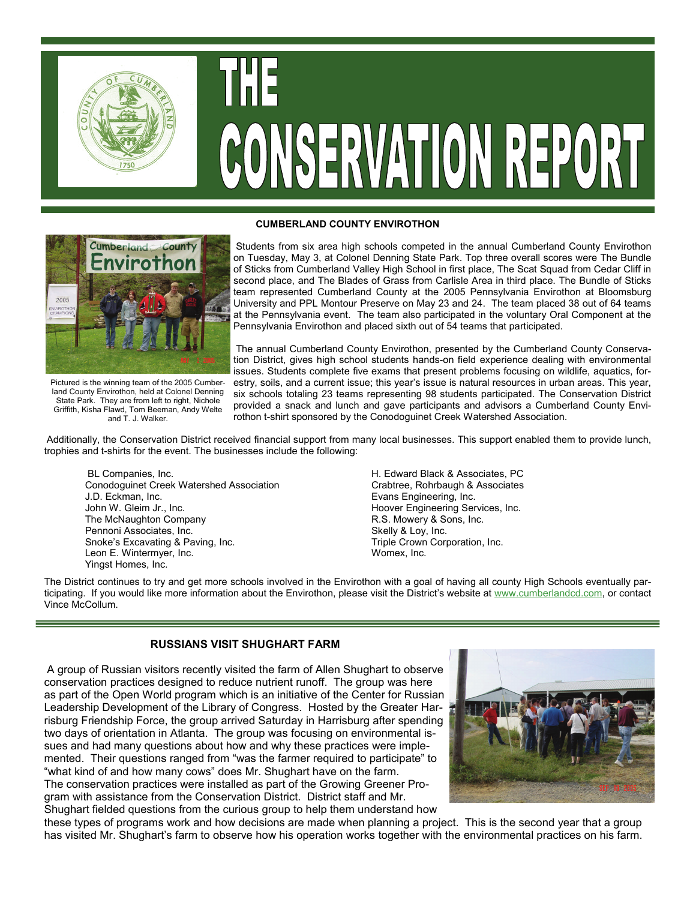# THE CONSERVATION REPORT

## CUMBERLAND COUNTY ENVIROTHON

Pictured is the winning team of the 2005 Cumberland County Envirothon, held at Colonel Denning State Park. They are from left to right, Nichole Griffith, Kisha Flawd, Tom Beeman, Andy Welte and T. J. Walker.

Students from six area high schools competed in the annual Cumberland County Envirothon on Tuesday, May 3, at Colonel Denning State Park. Top three overall scores were The Bundle of Sticks from Cumberland Valley High School in first place, The Scat Squad from Cedar Cliff in second place, and The Blades of Grass from Carlisle Area in third place. The Bundle of Sticks team represented Cumberland County at the 2005 Pennsylvania Envirothon at Bloomsburg University and PPL Montour Preserve on May 23 and 24. The team placed 38 out of 64 teams at the Pennsylvania event. The team also participated in the voluntary Oral Component at the Pennsylvania Envirothon and placed sixth out of 54 teams that participated.

The annual Cumberland County Envirothon, presented by the Cumberland County Conservation District, gives high school students hands-on field experience dealing with environmental issues. Students complete five exams that present problems focusing on wildlife, aquatics, forestry, soils, and a current issue; this year's issue is natural resources in urban areas. This year, six schools totaling 23 teams representing 98 students participated. The Conservation District provided a snack and lunch and gave participants and advisors a Cumberland County Envirothon t-shirt sponsored by the Conodoguinet Creek Watershed Association.

Additionally, the Conservation District received financial support from many local businesses. This support enabled them to provide lunch, trophies and t-shirts for the event. The businesses include the following:

- BL Companies, Inc.
- Conodoguinet Creek Watershed Association
- J.D. Eckman, Inc.
- John W. Gleim Jr., Inc.
- The McNaughton Company
- Pennoni Associates, Inc.
- Snoke's Excavating & Paving, Inc.
- Leon E. Wintermyer, Inc.
- Yingst Homes, Inc.
- H. Edward Black & Associates, PC
- Crabtree, Rohrbaugh & Associates
- Evans Engineering, Inc.
- Hoover Engineering Services, Inc.
- R.S. Mowery & Sons, Inc.
- Skelly & Loy, Inc.
- Triple Crown Corporation, Inc.
- Womex, Inc.

The District continues to try and get more schools involved in the Envirothon with a goal of having all county High Schools eventually participating. If you would like more information about the Envirothon, please visit the District's website at www.cumberlandcd.com, or contact Vince McCollum.

## RUSSIANS VISIT SHUGHART FARM

A group of Russian visitors recently visited the farm of Allen Shughart to observe conservation practices designed to reduce nutrient runoff. The group was here as part of the Open World program which is an initiative of the Center for Russian Leadership Development of the Library of Congress. Hosted by the Greater Harrisburg Friendship Force, the group arrived Saturday in Harrisburg after spending two days of orientation in Atlanta. The group was focusing on environmental issues and had many questions about how and why these practices were implemented. Their questions ranged from "was the farmer required to participate" to "what kind of and how many cows" does Mr. Shughart have on the farm.
The conservation practices were installed as part of the Growing Greener Program with assistance from the Conservation District. District staff and Mr. Shughart fielded questions from the curious group to help them understand how these types of programs work and how decisions are made when planning a project. This is the second year that a group has visited Mr. Shughart's farm to observe how his operation works together with the environmental practices on his farm.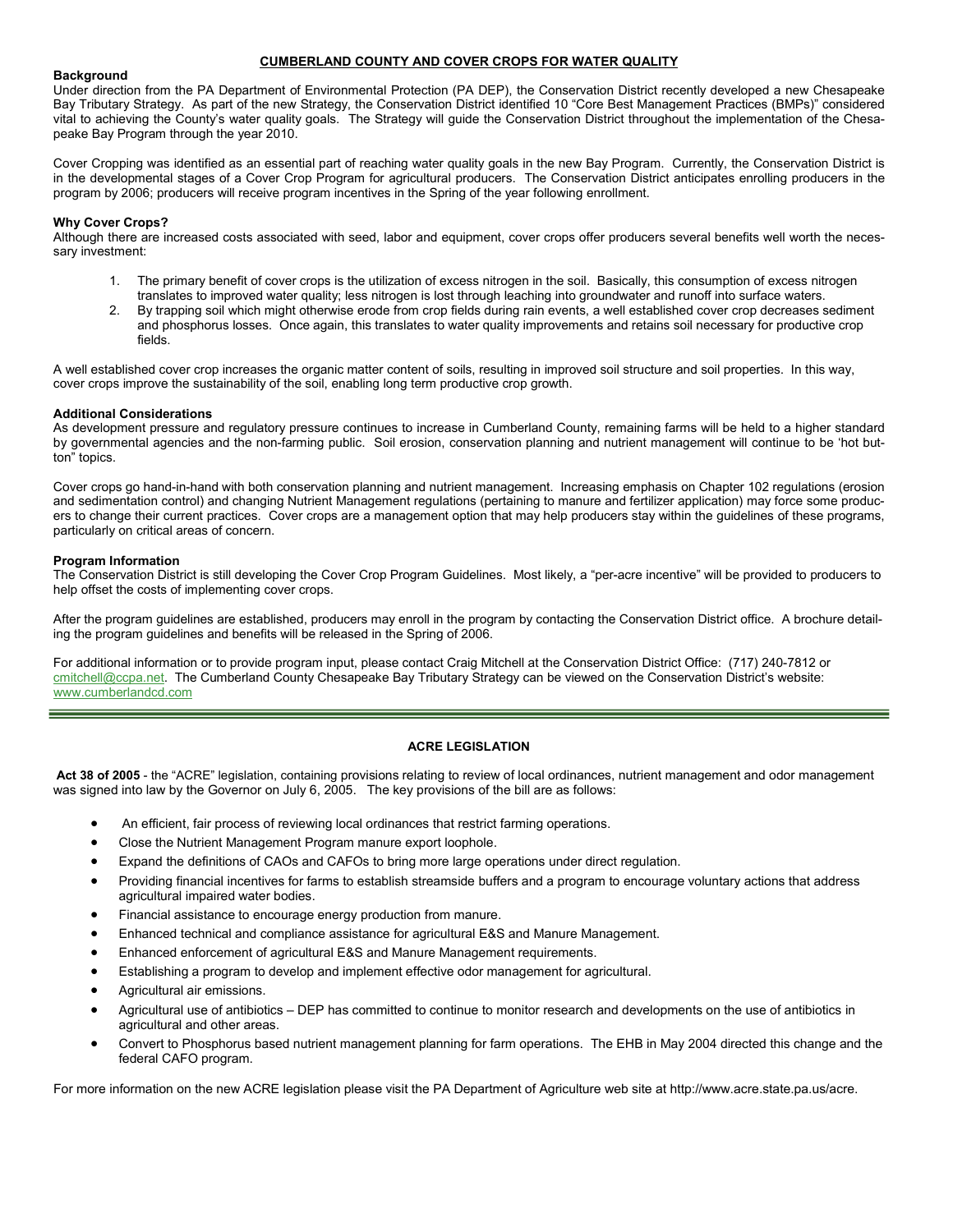## CUMBERLAND COUNTY AND COVER CROPS FOR WATER QUALITY

**Background**

Under direction from the PA Department of Environmental Protection (PA DEP), the Conservation District recently developed a new Chesapeake Bay Tributary Strategy. As part of the new Strategy, the Conservation District identified 10 "Core Best Management Practices (BMPs)" considered vital to achieving the County's water quality goals. The Strategy will guide the Conservation District throughout the implementation of the Chesapeake Bay Program through the year 2010.

Cover Cropping was identified as an essential part of reaching water quality goals in the new Bay Program. Currently, the Conservation District is in the developmental stages of a Cover Crop Program for agricultural producers. The Conservation District anticipates enrolling producers in the program by 2006; producers will receive program incentives in the Spring of the year following enrollment.

**Why Cover Crops?**

Although there are increased costs associated with seed, labor and equipment, cover crops offer producers several benefits well worth the necessary investment:

1. The primary benefit of cover crops is the utilization of excess nitrogen in the soil. Basically, this consumption of excess nitrogen translates to improved water quality; less nitrogen is lost through leaching into groundwater and runoff into surface waters.
2. By trapping soil which might otherwise erode from crop fields during rain events, a well established cover crop decreases sediment and phosphorus losses. Once again, this translates to water quality improvements and retains soil necessary for productive crop fields.

A well established cover crop increases the organic matter content of soils, resulting in improved soil structure and soil properties. In this way, cover crops improve the sustainability of the soil, enabling long term productive crop growth.

**Additional Considerations**

As development pressure and regulatory pressure continues to increase in Cumberland County, remaining farms will be held to a higher standard by governmental agencies and the non-farming public. Soil erosion, conservation planning and nutrient management will continue to be 'hot button" topics.

Cover crops go hand-in-hand with both conservation planning and nutrient management. Increasing emphasis on Chapter 102 regulations (erosion and sedimentation control) and changing Nutrient Management regulations (pertaining to manure and fertilizer application) may force some producers to change their current practices. Cover crops are a management option that may help producers stay within the guidelines of these programs, particularly on critical areas of concern.

**Program Information**

The Conservation District is still developing the Cover Crop Program Guidelines. Most likely, a "per-acre incentive" will be provided to producers to help offset the costs of implementing cover crops.

After the program guidelines are established, producers may enroll in the program by contacting the Conservation District office. A brochure detailing the program guidelines and benefits will be released in the Spring of 2006.

For additional information or to provide program input, please contact Craig Mitchell at the Conservation District Office: (717) 240-7812 or cmitchell@ccpa.net. The Cumberland County Chesapeake Bay Tributary Strategy can be viewed on the Conservation District's website: www.cumberlandcd.com

---

## ACRE LEGISLATION

**Act 38 of 2005** - the "ACRE" legislation, containing provisions relating to review of local ordinances, nutrient management and odor management was signed into law by the Governor on July 6, 2005. The key provisions of the bill are as follows:

- An efficient, fair process of reviewing local ordinances that restrict farming operations.
- Close the Nutrient Management Program manure export loophole.
- Expand the definitions of CAOs and CAFOs to bring more large operations under direct regulation.
- Providing financial incentives for farms to establish streamside buffers and a program to encourage voluntary actions that address agricultural impaired water bodies.
- Financial assistance to encourage energy production from manure.
- Enhanced technical and compliance assistance for agricultural E&S and Manure Management.
- Enhanced enforcement of agricultural E&S and Manure Management requirements.
- Establishing a program to develop and implement effective odor management for agricultural.
- Agricultural air emissions.
- Agricultural use of antibiotics – DEP has committed to continue to monitor research and developments on the use of antibiotics in agricultural and other areas.
- Convert to Phosphorus based nutrient management planning for farm operations. The EHB in May 2004 directed this change and the federal CAFO program.

For more information on the new ACRE legislation please visit the PA Department of Agriculture web site at http://www.acre.state.pa.us/acre.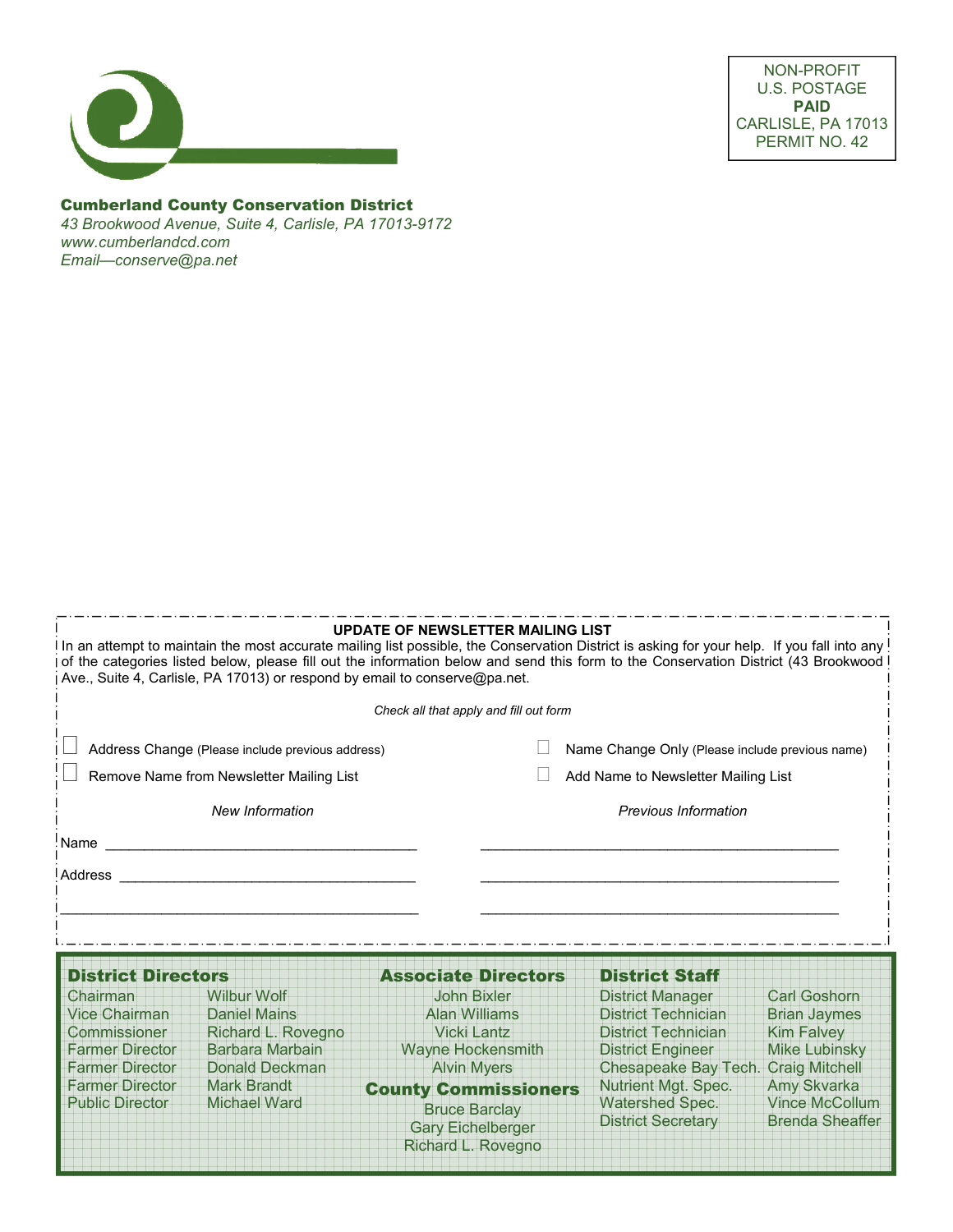**Cumberland County Conservation District**

*43 Brookwood Avenue, Suite 4, Carlisle, PA 17013-9172*
*www.cumberlandcd.com*
*Email—conserve@pa.net*

NON-PROFIT
U.S. POSTAGE
**PAID**
CARLISLE, PA 17013
PERMIT NO. 42

**UPDATE OF NEWSLETTER MAILING LIST**

In an attempt to maintain the most accurate mailing list possible, the Conservation District is asking for your help. If you fall into any of the categories listed below, please fill out the information below and send this form to the Conservation District (43 Brookwood Ave., Suite 4, Carlisle, PA 17013) or respond by email to conserve@pa.net.

*Check all that apply and fill out form*

- ☐ Address Change (Please include previous address)
- ☐ Name Change Only (Please include previous name)
- ☐ Remove Name from Newsletter Mailing List
- ☐ Add Name to Newsletter Mailing List

| | *New Information* | *Previous Information* |
|---|---|---|
| Name | ______________________ | ______________________ |
| Address | ______________________ | ______________________ |
| | ______________________ | ______________________ |

## District Directors

| | |
|---|---|
| Chairman | Wilbur Wolf |
| Vice Chairman | Daniel Mains |
| Commissioner | Richard L. Rovegno |
| Farmer Director | Barbara Marbain |
| Farmer Director | Donald Deckman |
| Farmer Director | Mark Brandt |
| Public Director | Michael Ward |

## Associate Directors

John Bixler
Alan Williams
Vicki Lantz
Wayne Hockensmith
Alvin Myers

## County Commissioners

Bruce Barclay
Gary Eichelberger
Richard L. Rovegno

## District Staff

| | |
|---|---|
| District Manager | Carl Goshorn |
| District Technician | Brian Jaymes |
| District Technician | Kim Falvey |
| District Engineer | Mike Lubinsky |
| Chesapeake Bay Tech. | Craig Mitchell |
| Nutrient Mgt. Spec. | Amy Skvarka |
| Watershed Spec. | Vince McCollum |
| District Secretary | Brenda Sheaffer |